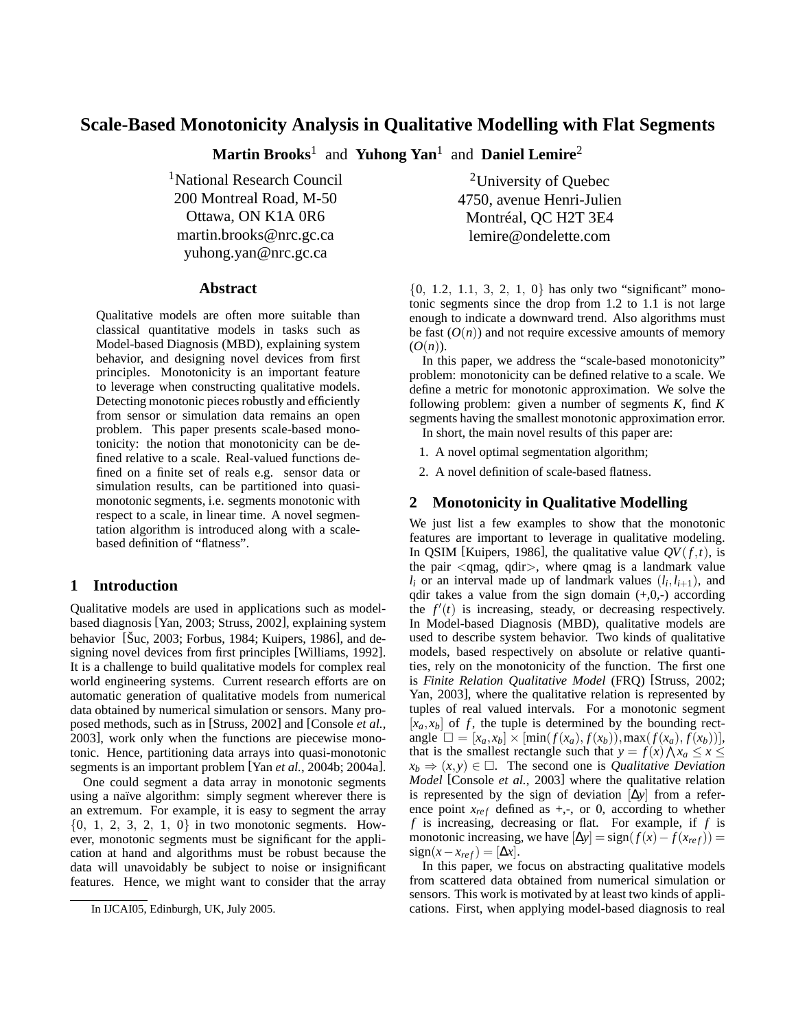# Scale-Based Monotonicity Analysis in Qualitative Modelling with Flat Segments

**Martin Brooks**[1] and **Yuhong Yan**[1] and **Daniel Lemire**[2]

[1]National Research Council
200 Montreal Road, M-50
Ottawa, ON K1A 0R6
martin.brooks@nrc.gc.ca
yuhong.yan@nrc.gc.ca

[2]University of Quebec
4750, avenue Henri-Julien
Montréal, QC H2T 3E4
lemire@ondelette.com

## Abstract

Qualitative models are often more suitable than classical quantitative models in tasks such as Model-based Diagnosis (MBD), explaining system behavior, and designing novel devices from first principles. Monotonicity is an important feature to leverage when constructing qualitative models. Detecting monotonic pieces robustly and efficiently from sensor or simulation data remains an open problem. This paper presents scale-based monotonicity: the notion that monotonicity can be defined relative to a scale. Real-valued functions defined on a finite set of reals e.g. sensor data or simulation results, can be partitioned into quasi-monotonic segments, i.e. segments monotonic with respect to a scale, in linear time. A novel segmentation algorithm is introduced along with a scale-based definition of "flatness".

## 1 Introduction

Qualitative models are used in applications such as model-based diagnosis [Yan, 2003; Struss, 2002], explaining system behavior [Šuc, 2003; Forbus, 1984; Kuipers, 1986], and designing novel devices from first principles [Williams, 1992]. It is a challenge to build qualitative models for complex real world engineering systems. Current research efforts are on automatic generation of qualitative models from numerical data obtained by numerical simulation or sensors. Many proposed methods, such as in [Struss, 2002] and [Console *et al.*, 2003], work only when the functions are piecewise monotonic. Hence, partitioning data arrays into quasi-monotonic segments is an important problem [Yan *et al.*, 2004b; 2004a].

One could segment a data array in monotonic segments using a naïve algorithm: simply segment wherever there is an extremum. For example, it is easy to segment the array $\{0,\ 1,\ 2,\ 3,\ 2,\ 1,\ 0\}$ in two monotonic segments. However, monotonic segments must be significant for the application at hand and algorithms must be robust because the data will unavoidably be subject to noise or insignificant features. Hence, we might want to consider that the array $\{0,\ 1.2,\ 1.1,\ 3,\ 2,\ 1,\ 0\}$ has only two "significant" monotonic segments since the drop from 1.2 to 1.1 is not large enough to indicate a downward trend. Also algorithms must be fast ($O(n)$) and not require excessive amounts of memory ($O(n)$).

In this paper, we address the "scale-based monotonicity" problem: monotonicity can be defined relative to a scale. We define a metric for monotonic approximation. We solve the following problem: given a number of segments $K$, find $K$ segments having the smallest monotonic approximation error.

In short, the main novel results of this paper are:

1. A novel optimal segmentation algorithm;
2. A novel definition of scale-based flatness.

## 2 Monotonicity in Qualitative Modelling

We just list a few examples to show that the monotonic features are important to leverage in qualitative modeling. In QSIM [Kuipers, 1986], the qualitative value $QV(f,t)$, is the pair <qmag, qdir>, where qmag is a landmark value $l_i$ or an interval made up of landmark values $(l_i, l_{i+1})$, and qdir takes a value from the sign domain (+,0,-) according the $f'(t)$ is increasing, steady, or decreasing respectively. In Model-based Diagnosis (MBD), qualitative models are used to describe system behavior. Two kinds of qualitative models, based respectively on absolute or relative quantities, rely on the monotonicity of the function. The first one is *Finite Relation Qualitative Model* (FRQ) [Struss, 2002; Yan, 2003], where the qualitative relation is represented by tuples of real valued intervals. For a monotonic segment $[x_a, x_b]$ of $f$, the tuple is determined by the bounding rectangle $\square = [x_a, x_b] \times [\min(f(x_a), f(x_b)), \max(f(x_a), f(x_b))]$, that is the smallest rectangle such that $y = f(x) \bigwedge x_a \leq x \leq x_b \Rightarrow (x,y) \in \square$. The second one is *Qualitative Deviation Model* [Console *et al.*, 2003] where the qualitative relation is represented by the sign of deviation $[\Delta y]$ from a reference point $x_{ref}$ defined as +,-, or 0, according to whether $f$ is increasing, decreasing or flat. For example, if $f$ is monotonic increasing, we have $[\Delta y] = \text{sign}(f(x) - f(x_{ref})) = \text{sign}(x - x_{ref}) = [\Delta x]$.

In this paper, we focus on abstracting qualitative models from scattered data obtained from numerical simulation or sensors. This work is motivated by at least two kinds of applications. First, when applying model-based diagnosis to real

In IJCAI05, Edinburgh, UK, July 2005.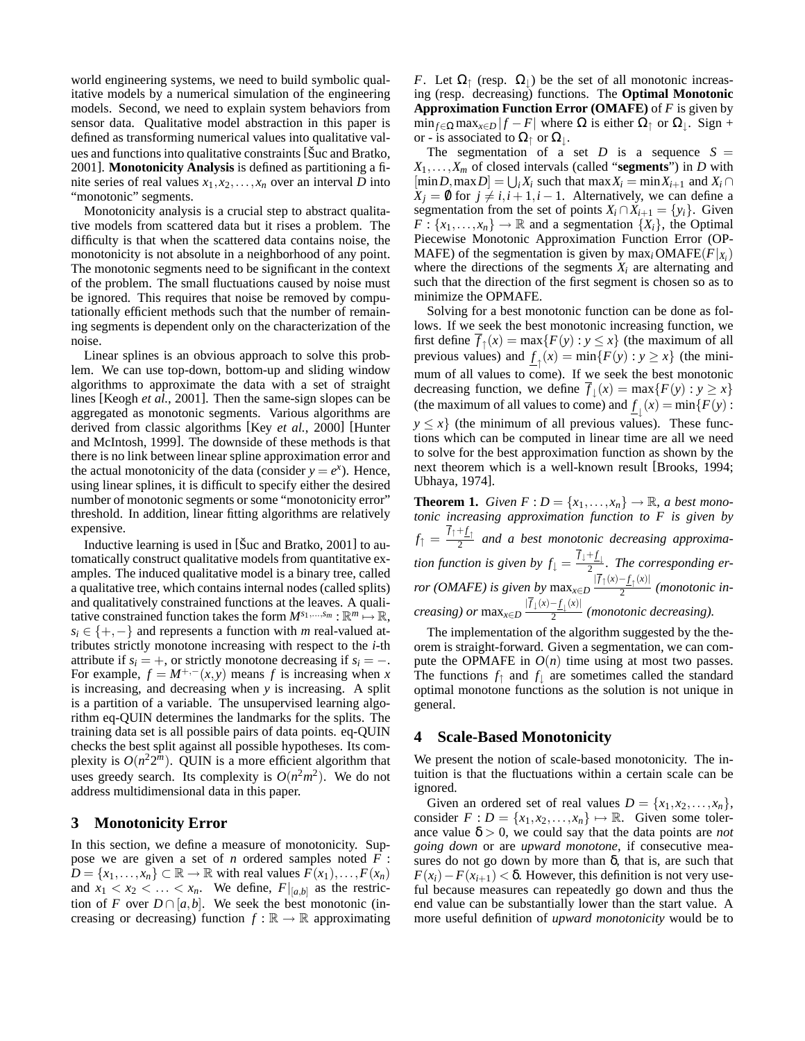world engineering systems, we need to build symbolic qualitative models by a numerical simulation of the engineering models. Second, we need to explain system behaviors from sensor data. Qualitative model abstraction in this paper is defined as transforming numerical values into qualitative values and functions into qualitative constraints [Šuc and Bratko, 2001]. **Monotonicity Analysis** is defined as partitioning a finite series of real values $x_1, x_2, \ldots, x_n$ over an interval $D$ into "monotonic" segments.

Monotonicity analysis is a crucial step to abstract qualitative models from scattered data but it rises a problem. The difficulty is that when the scattered data contains noise, the monotonicity is not absolute in a neighborhood of any point. The monotonic segments need to be significant in the context of the problem. The small fluctuations caused by noise must be ignored. This requires that noise be removed by computationally efficient methods such that the number of remaining segments is dependent only on the characterization of the noise.

Linear splines is an obvious approach to solve this problem. We can use top-down, bottom-up and sliding window algorithms to approximate the data with a set of straight lines [Keogh *et al.*, 2001]. Then the same-sign slopes can be aggregated as monotonic segments. Various algorithms are derived from classic algorithms [Key *et al.*, 2000] [Hunter and McIntosh, 1999]. The downside of these methods is that there is no link between linear spline approximation error and the actual monotonicity of the data (consider $y = e^x$). Hence, using linear splines, it is difficult to specify either the desired number of monotonic segments or some "monotonicity error" threshold. In addition, linear fitting algorithms are relatively expensive.

Inductive learning is used in [Šuc and Bratko, 2001] to automatically construct qualitative models from quantitative examples. The induced qualitative model is a binary tree, called a qualitative tree, which contains internal nodes (called splits) and qualitatively constrained functions at the leaves. A qualitative constrained function takes the form $M^{s_1,\ldots,s_m} : \mathbb{R}^m \mapsto \mathbb{R}$, $s_i \in \{+,-\}$ and represents a function with $m$ real-valued attributes strictly monotone increasing with respect to the $i$-th attribute if $s_i = +$, or strictly monotone decreasing if $s_i = -$. For example, $f = M^{+,-}(x,y)$ means $f$ is increasing when $x$ is increasing, and decreasing when $y$ is increasing. A split is a partition of a variable. The unsupervised learning algorithm eq-QUIN determines the landmarks for the splits. The training data set is all possible pairs of data points. eq-QUIN checks the best split against all possible hypotheses. Its complexity is $O(n^2 2^m)$. QUIN is a more efficient algorithm that uses greedy search. Its complexity is $O(n^2 m^2)$. We do not address multidimensional data in this paper.

## 3 Monotonicity Error

In this section, we define a measure of monotonicity. Suppose we are given a set of $n$ ordered samples noted $F : D = \{x_1, x_2, \ldots, x_n\} \subset \mathbb{R} \to \mathbb{R}$ with real values $F(x_1), \ldots, F(x_n)$ and $x_1 < x_2 < \ldots < x_n$. We define, $F|_{[a,b]}$ as the restriction of $F$ over $D \cap [a,b]$. We seek the best monotonic (increasing or decreasing) function $f : \mathbb{R} \to \mathbb{R}$ approximating $F$. Let $\Omega_\uparrow$ (resp. $\Omega_\downarrow$) be the set of all monotonic increasing (resp. decreasing) functions. The **Optimal Monotonic Approximation Function Error (OMAFE)** of $F$ is given by $\min_{f \in \Omega} \max_{x \in D} |f - F|$ where $\Omega$ is either $\Omega_\uparrow$ or $\Omega_\downarrow$. Sign + or - is associated to $\Omega_\uparrow$ or $\Omega_\downarrow$.

The segmentation of a set $D$ is a sequence $S = X_1, \ldots, X_m$ of closed intervals (called "**segments**") in $D$ with $[\min D, \max D] = \bigcup_i X_i$ such that $\max X_i = \min X_{i+1}$ and $X_i \cap X_j = \emptyset$ for $j \neq i, i+1, i-1$. Alternatively, we can define a segmentation from the set of points $X_i \cap X_{i+1} = \{y_i\}$. Given $F : \{x_1, \ldots, x_n\} \to \mathbb{R}$ and a segmentation $\{X_i\}$, the Optimal Piecewise Monotonic Approximation Function Error (OPMAFE) of the segmentation is given by $\max_i \text{OMAFE}(F|_{X_i})$ where the directions of the segments $X_i$ are alternating and such that the direction of the first segment is chosen so as to minimize the OPMAFE.

Solving for a best monotonic function can be done as follows. If we seek the best monotonic increasing function, we first define $\overline{f}_\uparrow(x) = \max\{F(y) : y \leq x\}$ (the maximum of all previous values) and $\underline{f}_\uparrow(x) = \min\{F(y) : y \geq x\}$ (the minimum of all values to come). If we seek the best monotonic decreasing function, we define $\overline{f}_\downarrow(x) = \max\{F(y) : y \geq x\}$ (the maximum of all values to come) and $\underline{f}_\downarrow(x) = \min\{F(y) : y \leq x\}$ (the minimum of all previous values). These functions which can be computed in linear time are all we need to solve for the best approximation function as shown by the next theorem which is a well-known result [Brooks, 1994; Ubhaya, 1974].

**Theorem 1.** *Given $F : D = \{x_1, \ldots, x_n\} \to \mathbb{R}$, a best monotonic increasing approximation function to $F$ is given by $f_\uparrow = \frac{\overline{f}_\uparrow + \underline{f}_\uparrow}{2}$ and a best monotonic decreasing approximation function is given by $f_\downarrow = \frac{\overline{f}_\downarrow + \underline{f}_\downarrow}{2}$. The corresponding error (OMAFE) is given by $\max_{x \in D} \frac{|\overline{f}_\uparrow(x) - \underline{f}_\uparrow(x)|}{2}$ (monotonic increasing) or $\max_{x \in D} \frac{|\overline{f}_\downarrow(x) - \underline{f}_\downarrow(x)|}{2}$ (monotonic decreasing).*

The implementation of the algorithm suggested by the theorem is straight-forward. Given a segmentation, we can compute the OPMAFE in $O(n)$ time using at most two passes. The functions $f_\uparrow$ and $f_\downarrow$ are sometimes called the standard optimal monotone functions as the solution is not unique in general.

## 4 Scale-Based Monotonicity

We present the notion of scale-based monotonicity. The intuition is that the fluctuations within a certain scale can be ignored.

Given an ordered set of real values $D = \{x_1, x_2, \ldots, x_n\}$, consider $F : D = \{x_1, x_2, \ldots, x_n\} \mapsto \mathbb{R}$. Given some tolerance value $\delta > 0$, we could say that the data points are *not going down* or are *upward monotone*, if consecutive measures do not go down by more than $\delta$, that is, are such that $F(x_i) - F(x_{i+1}) < \delta$. However, this definition is not very useful because measures can repeatedly go down and thus the end value can be substantially lower than the start value. A more useful definition of *upward monotonicity* would be to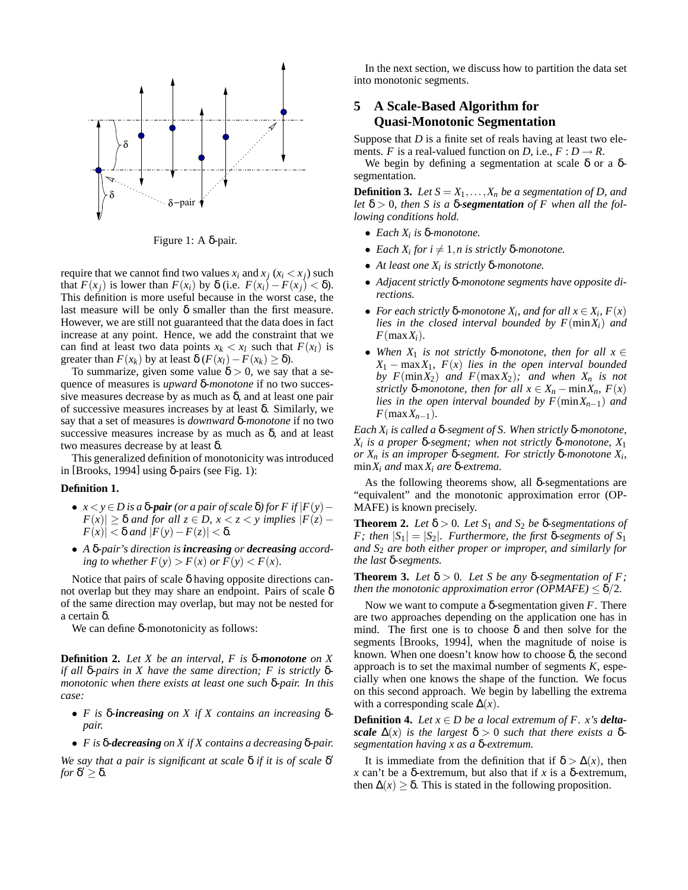δ

δ

δ−pair

Figure 1: A δ-pair.

require that we cannot find two values $x_i$ and $x_j$ ($x_i < x_j$) such that $F(x_j)$ is lower than $F(x_i)$ by δ (i.e. $F(x_i) - F(x_j) < \delta$). This definition is more useful because in the worst case, the last measure will be only δ smaller than the first measure. However, we are still not guaranteed that the data does in fact increase at any point. Hence, we add the constraint that we can find at least two data points $x_k < x_l$ such that $F(x_l)$ is greater than $F(x_k)$ by at least δ ($F(x_l) - F(x_k) \geq \delta$).

To summarize, given some value $\delta > 0$, we say that a sequence of measures is *upward δ-monotone* if no two successive measures decrease by as much as δ, and at least one pair of successive measures increases by at least δ. Similarly, we say that a set of measures is *downward δ-monotone* if no two successive measures increase by as much as δ, and at least two measures decrease by at least δ.

This generalized definition of monotonicity was introduced in [Brooks, 1994] using δ-pairs (see Fig. 1):

**Definition 1.**

- *$x < y \in D$ is a **δ-pair** (or a pair of scale δ) for F if $|F(y) - F(x)| \geq \delta$ and for all $z \in D$, $x < z < y$ implies $|F(z) - F(x)| < \delta$ and $|F(y) - F(z)| < \delta$.*
- *A δ-pair's direction is **increasing** or **decreasing** according to whether $F(y) > F(x)$ or $F(y) < F(x)$.*

Notice that pairs of scale δ having opposite directions cannot overlap but they may share an endpoint. Pairs of scale δ of the same direction may overlap, but may not be nested for a certain δ.

We can define δ-monotonicity as follows:

**Definition 2.** *Let X be an interval, F is **δ-monotone** on X if all δ-pairs in X have the same direction; F is strictly δ-monotonic when there exists at least one such δ-pair. In this case:*

- *F is **δ-increasing** on X if X contains an increasing δ-pair.*
- *F is **δ-decreasing** on X if X contains a decreasing δ-pair.*

*We say that a pair is significant at scale δ if it is of scale δ′ for $\delta' \geq \delta$.*

In the next section, we discuss how to partition the data set into monotonic segments.

## 5 A Scale-Based Algorithm for Quasi-Monotonic Segmentation

Suppose that $D$ is a finite set of reals having at least two elements. $F$ is a real-valued function on $D$, i.e., $F : D \rightarrow R$.

We begin by defining a segmentation at scale δ or a δ-segmentation.

**Definition 3.** *Let $S = X_1, \ldots, X_n$ be a segmentation of D, and let $\delta > 0$, then S is a **δ-segmentation** of F when all the following conditions hold.*

- *Each $X_i$ is δ-monotone.*
- *Each $X_i$ for $i \neq 1, n$ is strictly δ-monotone.*
- *At least one $X_i$ is strictly δ-monotone.*
- *Adjacent strictly δ-monotone segments have opposite directions.*
- *For each strictly δ-monotone $X_i$, and for all $x \in X_i$, $F(x)$ lies in the closed interval bounded by $F(\min X_i)$ and $F(\max X_i)$.*
- *When $X_1$ is not strictly δ-monotone, then for all $x \in X_1 - \max X_1$, $F(x)$ lies in the open interval bounded by $F(\min X_2)$ and $F(\max X_2)$; and when $X_n$ is not strictly δ-monotone, then for all $x \in X_n - \min X_n$, $F(x)$ lies in the open interval bounded by $F(\min X_{n-1})$ and $F(\max X_{n-1})$.*

*Each $X_i$ is called a δ-segment of S. When strictly δ-monotone, $X_i$ is a proper δ-segment; when not strictly δ-monotone, $X_1$ or $X_n$ is an improper δ-segment. For strictly δ-monotone $X_i$, $\min X_i$ and $\max X_i$ are δ-extrema.*

As the following theorems show, all δ-segmentations are "equivalent" and the monotonic approximation error (OPMAFE) is known precisely.

**Theorem 2.** *Let $\delta > 0$. Let $S_1$ and $S_2$ be δ-segmentations of F; then $|S_1| = |S_2|$. Furthermore, the first δ-segments of $S_1$ and $S_2$ are both either proper or improper, and similarly for the last δ-segments.*

**Theorem 3.** *Let $\delta > 0$. Let S be any δ-segmentation of F; then the monotonic approximation error (OPMAFE) $\leq \delta/2$.*

Now we want to compute a δ-segmentation given $F$. There are two approaches depending on the application one has in mind. The first one is to choose δ and then solve for the segments [Brooks, 1994], when the magnitude of noise is known. When one doesn't know how to choose δ, the second approach is to set the maximal number of segments $K$, especially when one knows the shape of the function. We focus on this second approach. We begin by labelling the extrema with a corresponding scale $\Delta(x)$.

**Definition 4.** *Let $x \in D$ be a local extremum of F. x's **delta-scale** $\Delta(x)$ is the largest $\delta > 0$ such that there exists a δ-segmentation having x as a δ-extremum.*

It is immediate from the definition that if $\delta > \Delta(x)$, then $x$ can't be a δ-extremum, but also that if $x$ is a δ-extremum, then $\Delta(x) \geq \delta$. This is stated in the following proposition.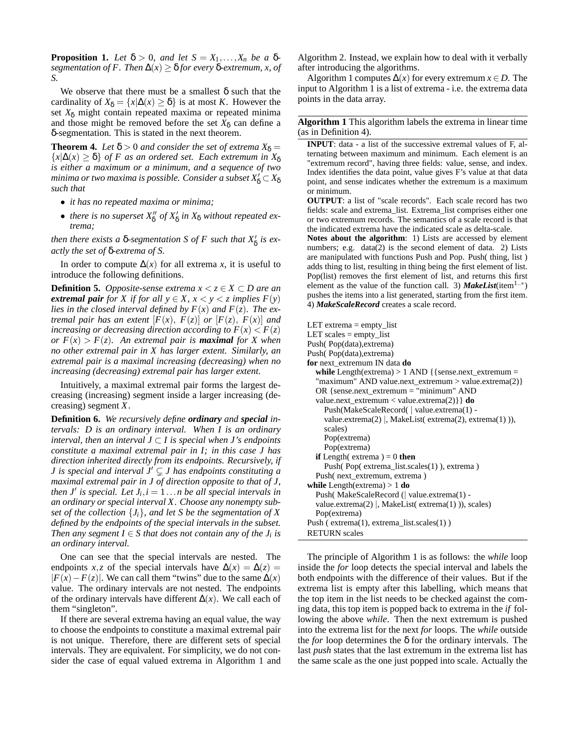**Proposition 1.** *Let $\delta > 0$, and let $S = X_1, \ldots, X_n$ be a $\delta$-segmentation of $F$. Then $\Delta(x) \geq \delta$ for every $\delta$-extremum, $x$, of $S$.*

We observe that there must be a smallest $\delta$ such that the cardinality of $X_\delta = \{x | \Delta(x) \geq \delta\}$ is at most $K$. However the set $X_\delta$ might contain repeated maxima or repeated minima and those might be removed before the set $X_\delta$ can define a $\delta$-segmentation. This is stated in the next theorem.

**Theorem 4.** *Let $\delta > 0$ and consider the set of extrema $X_\delta = \{x | \Delta(x) \geq \delta\}$ of $F$ as an ordered set. Each extremum in $X_\delta$ is either a maximum or a minimum, and a sequence of two minima or two maxima is possible. Consider a subset $X'_\delta \subset X_\delta$ such that*

- *it has no repeated maxima or minima;*
- *there is no superset $X''_\delta$ of $X'_\delta$ in $X_\delta$ without repeated extrema;*

*then there exists a $\delta$-segmentation $S$ of $F$ such that $X'_\delta$ is exactly the set of $\delta$-extrema of $S$.*

In order to compute $\Delta(x)$ for all extrema $x$, it is useful to introduce the following definitions.

**Definition 5.** *Opposite-sense extrema $x < z \in X \subset D$ are an **extremal pair** for $X$ if for all $y \in X$, $x < y < z$ implies $F(y)$ lies in the closed interval defined by $F(x)$ and $F(z)$. The extremal pair has an extent $[F(x),\ F(z)]$ or $[F(z),\ F(x)]$ and increasing or decreasing direction according to $F(x) < F(z)$ or $F(x) > F(z)$. An extremal pair is **maximal** for $X$ when no other extremal pair in $X$ has larger extent. Similarly, an extremal pair is a maximal increasing (decreasing) when no increasing (decreasing) extremal pair has larger extent.*

Intuitively, a maximal extremal pair forms the largest decreasing (increasing) segment inside a larger increasing (decreasing) segment $X$.

**Definition 6.** *We recursively define **ordinary** and **special** intervals: $D$ is an ordinary interval. When $I$ is an ordinary interval, then an interval $J \subset I$ is special when $J$'s endpoints constitute a maximal extremal pair in $I$; in this case $J$ has direction inherited directly from its endpoints. Recursively, if $J$ is special and interval $J' \subsetneq J$ has endpoints constituting a maximal extremal pair in $J$ of direction opposite to that of $J$, then $J'$ is special. Let $J_i, i = 1 \ldots n$ be all special intervals in an ordinary or special interval $X$. Choose any nonempty subset of the collection $\{J_i\}$, and let $S$ be the segmentation of $X$ defined by the endpoints of the special intervals in the subset. Then any segment $I \in S$ that does not contain any of the $J_i$ is an ordinary interval.*

One can see that the special intervals are nested. The endpoints $x, z$ of the special intervals have $\Delta(x) = \Delta(z) = |F(x) - F(z)|$. We can call them "twins" due to the same $\Delta(x)$ value. The ordinary intervals are not nested. The endpoints of the ordinary intervals have different $\Delta(x)$. We call each of them "singleton".

If there are several extrema having an equal value, the way to choose the endpoints to constitute a maximal extremal pair is not unique. Therefore, there are different sets of special intervals. They are equivalent. For simplicity, we do not consider the case of equal valued extrema in Algorithm 1 and Algorithm 2. Instead, we explain how to deal with it verbally after introducing the algorithms.

Algorithm 1 computes $\Delta(x)$ for every extremum $x \in D$. The input to Algorithm 1 is a list of extrema - i.e. the extrema data points in the data array.

**Algorithm 1** This algorithm labels the extrema in linear time (as in Definition 4).

**INPUT**: data - a list of the successive extremal values of F, alternating between maximum and minimum. Each element is an "extremum record", having three fields: value, sense, and index. Index identifies the data point, value gives F's value at that data point, and sense indicates whether the extremum is a maximum or minimum.

**OUTPUT**: a list of "scale records". Each scale record has two fields: scale and extrema_list. Extrema_list comprises either one or two extremum records. The semantics of a scale record is that the indicated extrema have the indicated scale as delta-scale.

**Notes about the algorithm**: 1) Lists are accessed by element numbers; e.g. data(2) is the second element of data. 2) Lists are manipulated with functions Push and Pop. Push( thing, list ) adds thing to list, resulting in thing being the first element of list. Pop(list) removes the first element of list, and returns this first element as the value of the function call. 3) ***MakeList***(item$^{1..*}$) pushes the items into a list generated, starting from the first item. 4) ***MakeScaleRecord*** creates a scale record.

```
LET extrema = empty_list
LET scales = empty_list
Push( Pop(data),extrema)
Push( Pop(data),extrema)
for next_extremum IN data do
   while Length(extrema) > 1 AND {{sense.next_extremum =
   "maximum" AND value.next_extremum > value.extrema(2)}
   OR {sense.next_extremum = "minimum" AND
   value.next_extremum < value.extrema(2)}} do
      Push(MakeScaleRecord( | value.extrema(1) -
      value.extrema(2) |, MakeList( extrema(2), extrema(1) )),
      scales)
      Pop(extrema)
      Pop(extrema)
   if Length( extrema ) = 0 then
      Push( Pop( extrema_list.scales(1) ), extrema )
   Push( next_extremum, extrema )
while Length(extrema) > 1 do
   Push( MakeScaleRecord (| value.extrema(1) -
   value.extrema(2) |, MakeList( extrema(1) )), scales)
   Pop(extrema)
Push ( extrema(1), extrema_list.scales(1) )
RETURN scales
```

The principle of Algorithm 1 is as follows: the *while* loop inside the *for* loop detects the special interval and labels the both endpoints with the difference of their values. But if the extrema list is empty after this labelling, which means that the top item in the list needs to be checked against the coming data, this top item is popped back to extrema in the *if* following the above *while*. Then the next extremum is pushed into the extrema list for the next *for* loops. The *while* outside the *for* loop determines the $\delta$ for the ordinary intervals. The last *push* states that the last extremum in the extrema list has the same scale as the one just popped into scale. Actually the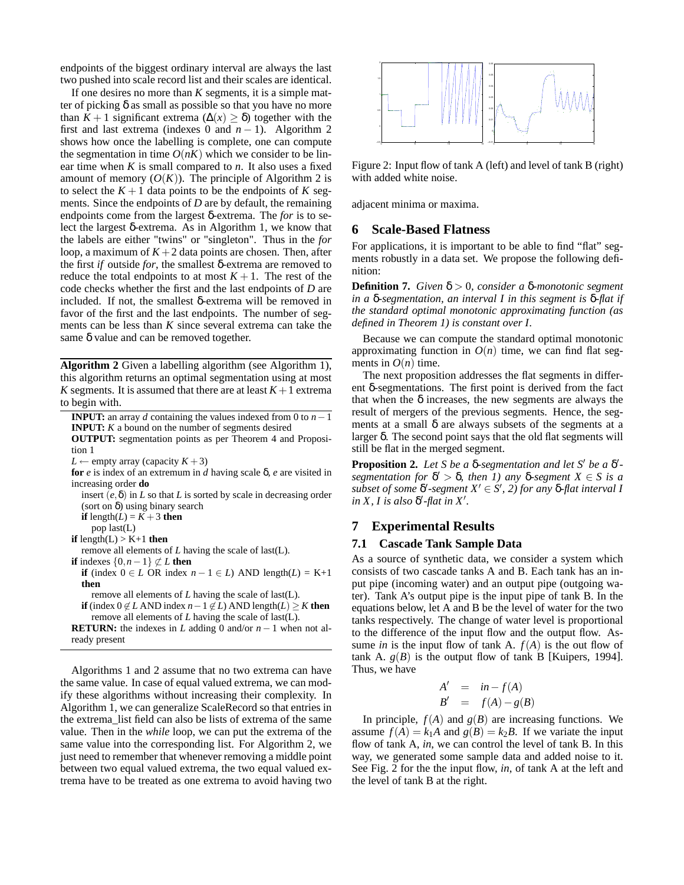endpoints of the biggest ordinary interval are always the last two pushed into scale record list and their scales are identical.

If one desires no more than $K$ segments, it is a simple matter of picking $\delta$ as small as possible so that you have no more than $K+1$ significant extrema ($\Delta(x) \geq \delta$) together with the first and last extrema (indexes 0 and $n-1$). Algorithm 2 shows how once the labelling is complete, one can compute the segmentation in time $O(nK)$ which we consider to be linear time when $K$ is small compared to $n$. It also uses a fixed amount of memory ($O(K)$). The principle of Algorithm 2 is to select the $K+1$ data points to be the endpoints of $K$ segments. Since the endpoints of $D$ are by default, the remaining endpoints come from the largest $\delta$-extrema. The *for* is to select the largest $\delta$-extrema. As in Algorithm 1, we know that the labels are either "twins" or "singleton". Thus in the *for* loop, a maximum of $K+2$ data points are chosen. Then, after the first *if* outside *for*, the smallest $\delta$-extrema are removed to reduce the total endpoints to at most $K+1$. The rest of the code checks whether the first and the last endpoints of $D$ are included. If not, the smallest $\delta$-extrema will be removed in favor of the first and the last endpoints. The number of segments can be less than $K$ since several extrema can take the same $\delta$ value and can be removed together.

**Algorithm 2** Given a labelling algorithm (see Algorithm 1), this algorithm returns an optimal segmentation using at most $K$ segments. It is assumed that there are at least $K+1$ extrema to begin with.

**INPUT:** an array $d$ containing the values indexed from 0 to $n-1$
**INPUT:** $K$ a bound on the number of segments desired
**OUTPUT:** segmentation points as per Theorem 4 and Proposition 1

$L \leftarrow$ empty array (capacity $K+3$)
**for** $e$ is index of an extremum in $d$ having scale $\delta$, $e$ are visited in increasing order **do**
  insert $(e, \delta)$ in $L$ so that $L$ is sorted by scale in decreasing order (sort on $\delta$) using binary search
  **if** length($L$) = $K+3$ **then**
    pop last(L)
**if** length(L) > K+1 **then**
  remove all elements of $L$ having the scale of last(L).
**if** indexes $\{0, n-1\} \not\subset L$ **then**
  **if** (index $0 \in L$ OR index $n-1 \in L$) AND length($L$) = K+1 **then**
    remove all elements of $L$ having the scale of last(L).
  **if** (index $0 \notin L$ AND index $n-1 \notin L$) AND length($L$) $\geq K$ **then**
    remove all elements of $L$ having the scale of last(L).
**RETURN:** the indexes in $L$ adding 0 and/or $n-1$ when not already present

Algorithms 1 and 2 assume that no two extrema can have the same value. In case of equal valued extrema, we can modify these algorithms without increasing their complexity. In Algorithm 1, we can generalize ScaleRecord so that entries in the extrema_list field can also be lists of extrema of the same value. Then in the *while* loop, we can put the extrema of the same value into the corresponding list. For Algorithm 2, we just need to remember that whenever removing a middle point between two equal valued extrema, the two equal valued extrema have to be treated as one extrema to avoid having two adjacent minima or maxima.

Figure 2: Input flow of tank A (left) and level of tank B (right) with added white noise.

## 6 Scale-Based Flatness

For applications, it is important to be able to find "flat" segments robustly in a data set. We propose the following definition:

**Definition 7.** *Given $\delta > 0$, consider a $\delta$-monotonic segment in a $\delta$-segmentation, an interval $I$ in this segment is $\delta$-flat if the standard optimal monotonic approximating function (as defined in Theorem 1) is constant over $I$.*

Because we can compute the standard optimal monotonic approximating function in $O(n)$ time, we can find flat segments in $O(n)$ time.

The next proposition addresses the flat segments in different $\delta$-segmentations. The first point is derived from the fact that when the $\delta$ increases, the new segments are always the result of mergers of the previous segments. Hence, the segments at a small $\delta$ are always subsets of the segments at a larger $\delta$. The second point says that the old flat segments will still be flat in the merged segment.

**Proposition 2.** *Let $S$ be a $\delta$-segmentation and let $S'$ be a $\delta'$-segmentation for $\delta' > \delta$, then 1) any $\delta$-segment $X \in S$ is a subset of some $\delta'$-segment $X' \in S'$, 2) for any $\delta$-flat interval $I$ in $X$, $I$ is also $\delta'$-flat in $X'$.*

## 7 Experimental Results

### 7.1 Cascade Tank Sample Data

As a source of synthetic data, we consider a system which consists of two cascade tanks A and B. Each tank has an input pipe (incoming water) and an output pipe (outgoing water). Tank A's output pipe is the input pipe of tank B. In the equations below, let A and B be the level of water for the two tanks respectively. The change of water level is proportional to the difference of the input flow and the output flow. Assume *in* is the input flow of tank A. $f(A)$ is the out flow of tank A. $g(B)$ is the output flow of tank B [Kuipers, 1994]. Thus, we have

$$
\begin{aligned}
A' &= in - f(A) \\
B' &= f(A) - g(B)
\end{aligned}
$$

In principle, $f(A)$ and $g(B)$ are increasing functions. We assume $f(A) = k_1 A$ and $g(B) = k_2 B$. If we variate the input flow of tank A, *in*, we can control the level of tank B. In this way, we generated some sample data and added noise to it. See Fig. 2 for the the input flow, *in*, of tank A at the left and the level of tank B at the right.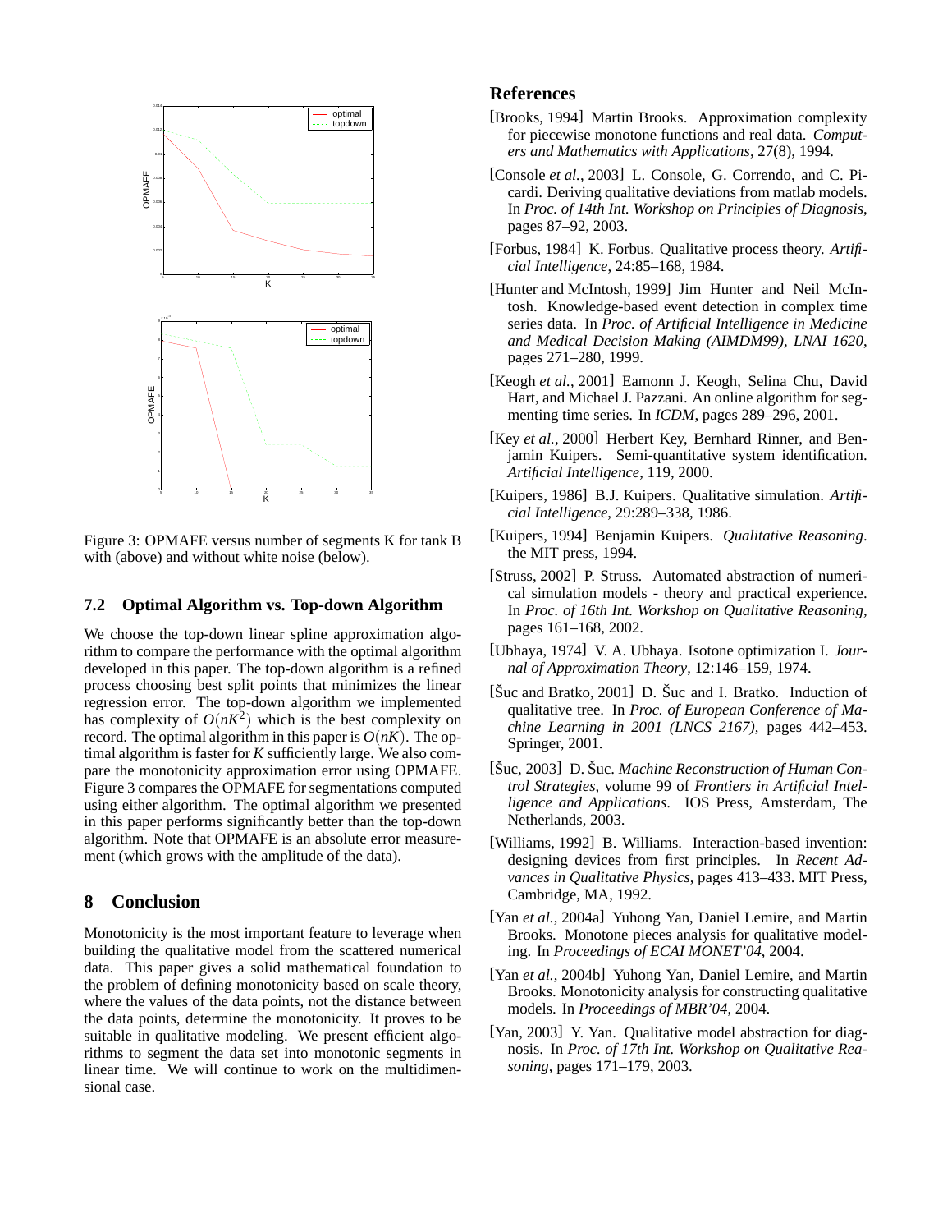optimal
topdown

0.014
0.012
0.01
0.008
0.006
0.004
0.002
0

OPMAFE

5 10 15 20 25 30 35

K

x 10⁻³

optimal
topdown

9
8
7
6
5
4
3
2
1
0

OPMAFE

5 10 15 20 25 30 35

K

Figure 3: OPMAFE versus number of segments K for tank B with (above) and without white noise (below).

### 7.2 Optimal Algorithm vs. Top-down Algorithm

We choose the top-down linear spline approximation algorithm to compare the performance with the optimal algorithm developed in this paper. The top-down algorithm is a refined process choosing best split points that minimizes the linear regression error. The top-down algorithm we implemented has complexity of $O(nK^2)$ which is the best complexity on record. The optimal algorithm in this paper is $O(nK)$. The optimal algorithm is faster for $K$ sufficiently large. We also compare the monotonicity approximation error using OPMAFE. Figure 3 compares the OPMAFE for segmentations computed using either algorithm. The optimal algorithm we presented in this paper performs significantly better than the top-down algorithm. Note that OPMAFE is an absolute error measurement (which grows with the amplitude of the data).

## 8 Conclusion

Monotonicity is the most important feature to leverage when building the qualitative model from the scattered numerical data. This paper gives a solid mathematical foundation to the problem of defining monotonicity based on scale theory, where the values of the data points, not the distance between the data points, determine the monotonicity. It proves to be suitable in qualitative modeling. We present efficient algorithms to segment the data set into monotonic segments in linear time. We will continue to work on the multidimensional case.

## References

[Brooks, 1994] Martin Brooks. Approximation complexity for piecewise monotone functions and real data. *Computers and Mathematics with Applications*, 27(8), 1994.

[Console *et al.*, 2003] L. Console, G. Correndo, and C. Picardi. Deriving qualitative deviations from matlab models. In *Proc. of 14th Int. Workshop on Principles of Diagnosis*, pages 87–92, 2003.

[Forbus, 1984] K. Forbus. Qualitative process theory. *Artificial Intelligence*, 24:85–168, 1984.

[Hunter and McIntosh, 1999] Jim Hunter and Neil McIntosh. Knowledge-based event detection in complex time series data. In *Proc. of Artificial Intelligence in Medicine and Medical Decision Making (AIMDM99), LNAI 1620*, pages 271–280, 1999.

[Keogh *et al.*, 2001] Eamonn J. Keogh, Selina Chu, David Hart, and Michael J. Pazzani. An online algorithm for segmenting time series. In *ICDM*, pages 289–296, 2001.

[Key *et al.*, 2000] Herbert Key, Bernhard Rinner, and Benjamin Kuipers. Semi-quantitative system identification. *Artificial Intelligence*, 119, 2000.

[Kuipers, 1986] B.J. Kuipers. Qualitative simulation. *Artificial Intelligence*, 29:289–338, 1986.

[Kuipers, 1994] Benjamin Kuipers. *Qualitative Reasoning*. the MIT press, 1994.

[Struss, 2002] P. Struss. Automated abstraction of numerical simulation models - theory and practical experience. In *Proc. of 16th Int. Workshop on Qualitative Reasoning*, pages 161–168, 2002.

[Ubhaya, 1974] V. A. Ubhaya. Isotone optimization I. *Journal of Approximation Theory*, 12:146–159, 1974.

[Šuc and Bratko, 2001] D. Šuc and I. Bratko. Induction of qualitative tree. In *Proc. of European Conference of Machine Learning in 2001 (LNCS 2167)*, pages 442–453. Springer, 2001.

[Šuc, 2003] D. Šuc. *Machine Reconstruction of Human Control Strategies*, volume 99 of *Frontiers in Artificial Intelligence and Applications*. IOS Press, Amsterdam, The Netherlands, 2003.

[Williams, 1992] B. Williams. Interaction-based invention: designing devices from first principles. In *Recent Advances in Qualitative Physics*, pages 413–433. MIT Press, Cambridge, MA, 1992.

[Yan *et al.*, 2004a] Yuhong Yan, Daniel Lemire, and Martin Brooks. Monotone pieces analysis for qualitative modeling. In *Proceedings of ECAI MONET'04*, 2004.

[Yan *et al.*, 2004b] Yuhong Yan, Daniel Lemire, and Martin Brooks. Monotonicity analysis for constructing qualitative models. In *Proceedings of MBR'04*, 2004.

[Yan, 2003] Y. Yan. Qualitative model abstraction for diagnosis. In *Proc. of 17th Int. Workshop on Qualitative Reasoning*, pages 171–179, 2003.